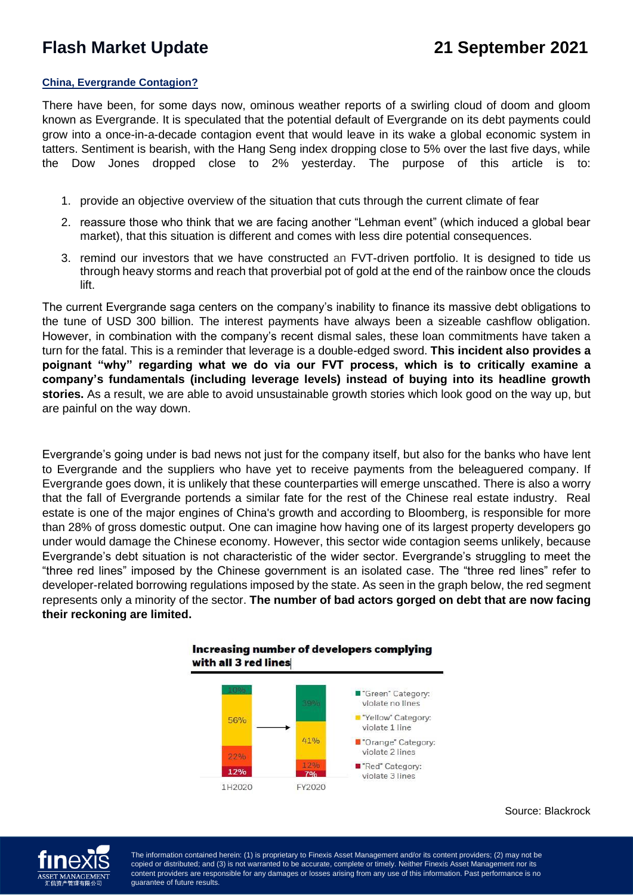# Flash Market Update

**21 September 2021**

## China, Evergrande Contagion?

There have been, for some days now, ominous weather reports of a swirling cloud of doom and gloom known as Evergrande. It is speculated that the potential default of Evergrande on its debt payments could grow into a once-in-a-decade contagion event that would leave in its wake a global economic system in tatters. Sentiment is bearish, with the Hang Seng index dropping close to 5% over the last five days, while the Dow Jones dropped close to 2% yesterday. The purpose of this article is to:

1. provide an objective overview of the situation that cuts through the current climate of fear
2. reassure those who think that we are facing another "Lehman event" (which induced a global bear market), that this situation is different and comes with less dire potential consequences.
3. remind our investors that we have constructed an FVT-driven portfolio. It is designed to tide us through heavy storms and reach that proverbial pot of gold at the end of the rainbow once the clouds lift.

The current Evergrande saga centers on the company's inability to finance its massive debt obligations to the tune of USD 300 billion. The interest payments have always been a sizeable cashflow obligation. However, in combination with the company's recent dismal sales, these loan commitments have taken a turn for the fatal. This is a reminder that leverage is a double-edged sword. **This incident also provides a poignant "why" regarding what we do via our FVT process, which is to critically examine a company's fundamentals (including leverage levels) instead of buying into its headline growth stories.** As a result, we are able to avoid unsustainable growth stories which look good on the way up, but are painful on the way down.

Evergrande's going under is bad news not just for the company itself, but also for the banks who have lent to Evergrande and the suppliers who have yet to receive payments from the beleaguered company. If Evergrande goes down, it is unlikely that these counterparties will emerge unscathed. There is also a worry that the fall of Evergrande portends a similar fate for the rest of the Chinese real estate industry. Real estate is one of the major engines of China's growth and according to Bloomberg, is responsible for more than 28% of gross domestic output. One can imagine how having one of its largest property developers go under would damage the Chinese economy. However, this sector wide contagion seems unlikely, because Evergrande's debt situation is not characteristic of the wider sector. Evergrande's struggling to meet the "three red lines" imposed by the Chinese government is an isolated case. The "three red lines" refer to developer-related borrowing regulations imposed by the state. As seen in the graph below, the red segment represents only a minority of the sector. **The number of bad actors gorged on debt that are now facing their reckoning are limited.**

**Increasing number of developers complying with all 3 red lines**

1H2020: 10%, 56%, 22%, 12%

FY2020: 39%, 41%, 12%, 7%

"Green" Category: violate no lines
"Yellow" Category: violate 1 line
"Orange" Category: violate 2 lines
"Red" Category: violate 3 lines

Source: Blackrock

The information contained herein: (1) is proprietary to Finexis Asset Management and/or its content providers; (2) may not be copied or distributed; and (3) is not warranted to be accurate, complete or timely. Neither Finexis Asset Management nor its content providers are responsible for any damages or losses arising from any use of this information. Past performance is no guarantee of future results.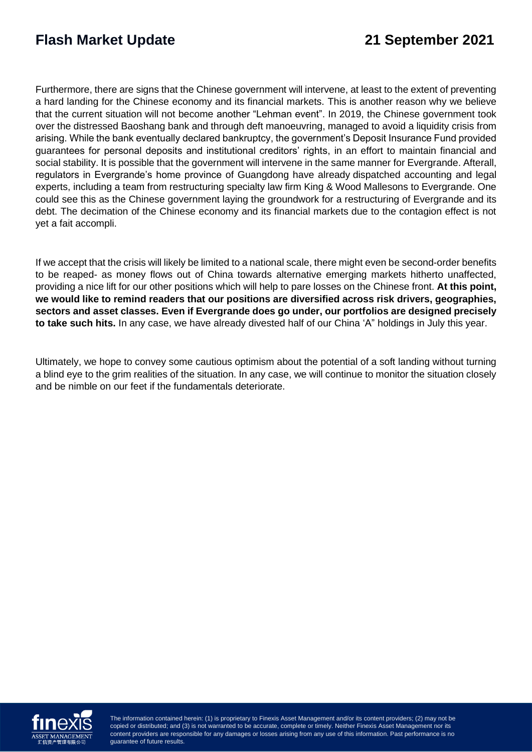Furthermore, there are signs that the Chinese government will intervene, at least to the extent of preventing a hard landing for the Chinese economy and its financial markets. This is another reason why we believe that the current situation will not become another "Lehman event". In 2019, the Chinese government took over the distressed Baoshang bank and through deft manoeuvring, managed to avoid a liquidity crisis from arising. While the bank eventually declared bankruptcy, the government's Deposit Insurance Fund provided guarantees for personal deposits and institutional creditors' rights, in an effort to maintain financial and social stability. It is possible that the government will intervene in the same manner for Evergrande. Afterall, regulators in Evergrande's home province of Guangdong have already dispatched accounting and legal experts, including a team from restructuring specialty law firm King & Wood Mallesons to Evergrande. One could see this as the Chinese government laying the groundwork for a restructuring of Evergrande and its debt. The decimation of the Chinese economy and its financial markets due to the contagion effect is not yet a fait accompli.

If we accept that the crisis will likely be limited to a national scale, there might even be second-order benefits to be reaped- as money flows out of China towards alternative emerging markets hitherto unaffected, providing a nice lift for our other positions which will help to pare losses on the Chinese front. **At this point, we would like to remind readers that our positions are diversified across risk drivers, geographies, sectors and asset classes. Even if Evergrande does go under, our portfolios are designed precisely to take such hits.** In any case, we have already divested half of our China 'A" holdings in July this year.

Ultimately, we hope to convey some cautious optimism about the potential of a soft landing without turning a blind eye to the grim realities of the situation. In any case, we will continue to monitor the situation closely and be nimble on our feet if the fundamentals deteriorate.